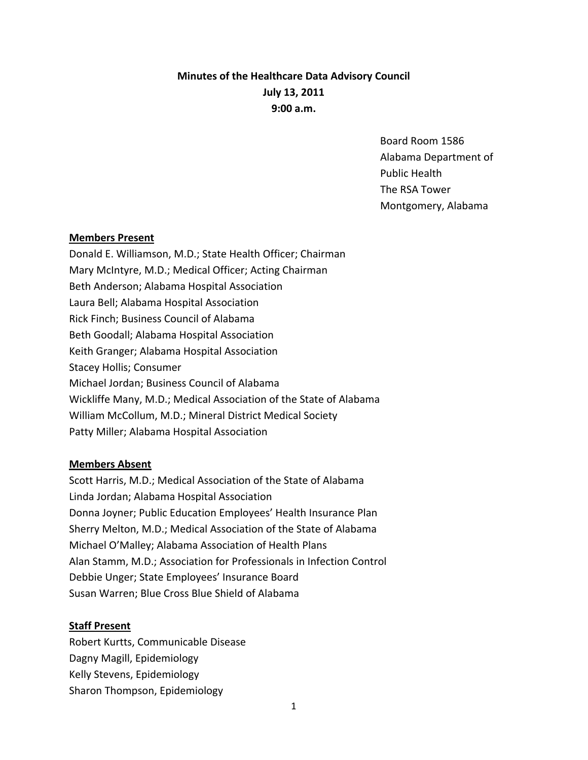**Minutes of the Healthcare Data Advisory Council**
**July 13, 2011**
**9:00 a.m.**

Board Room 1586
Alabama Department of Public Health
The RSA Tower
Montgomery, Alabama

**Members Present**

Donald E. Williamson, M.D.; State Health Officer; Chairman
Mary McIntyre, M.D.; Medical Officer; Acting Chairman
Beth Anderson; Alabama Hospital Association
Laura Bell; Alabama Hospital Association
Rick Finch; Business Council of Alabama
Beth Goodall; Alabama Hospital Association
Keith Granger; Alabama Hospital Association
Stacey Hollis; Consumer
Michael Jordan; Business Council of Alabama
Wickliffe Many, M.D.; Medical Association of the State of Alabama
William McCollum, M.D.; Mineral District Medical Society
Patty Miller; Alabama Hospital Association

**Members Absent**

Scott Harris, M.D.; Medical Association of the State of Alabama
Linda Jordan; Alabama Hospital Association
Donna Joyner; Public Education Employees' Health Insurance Plan
Sherry Melton, M.D.; Medical Association of the State of Alabama
Michael O'Malley; Alabama Association of Health Plans
Alan Stamm, M.D.; Association for Professionals in Infection Control
Debbie Unger; State Employees' Insurance Board
Susan Warren; Blue Cross Blue Shield of Alabama

**Staff Present**

Robert Kurtts, Communicable Disease
Dagny Magill, Epidemiology
Kelly Stevens, Epidemiology
Sharon Thompson, Epidemiology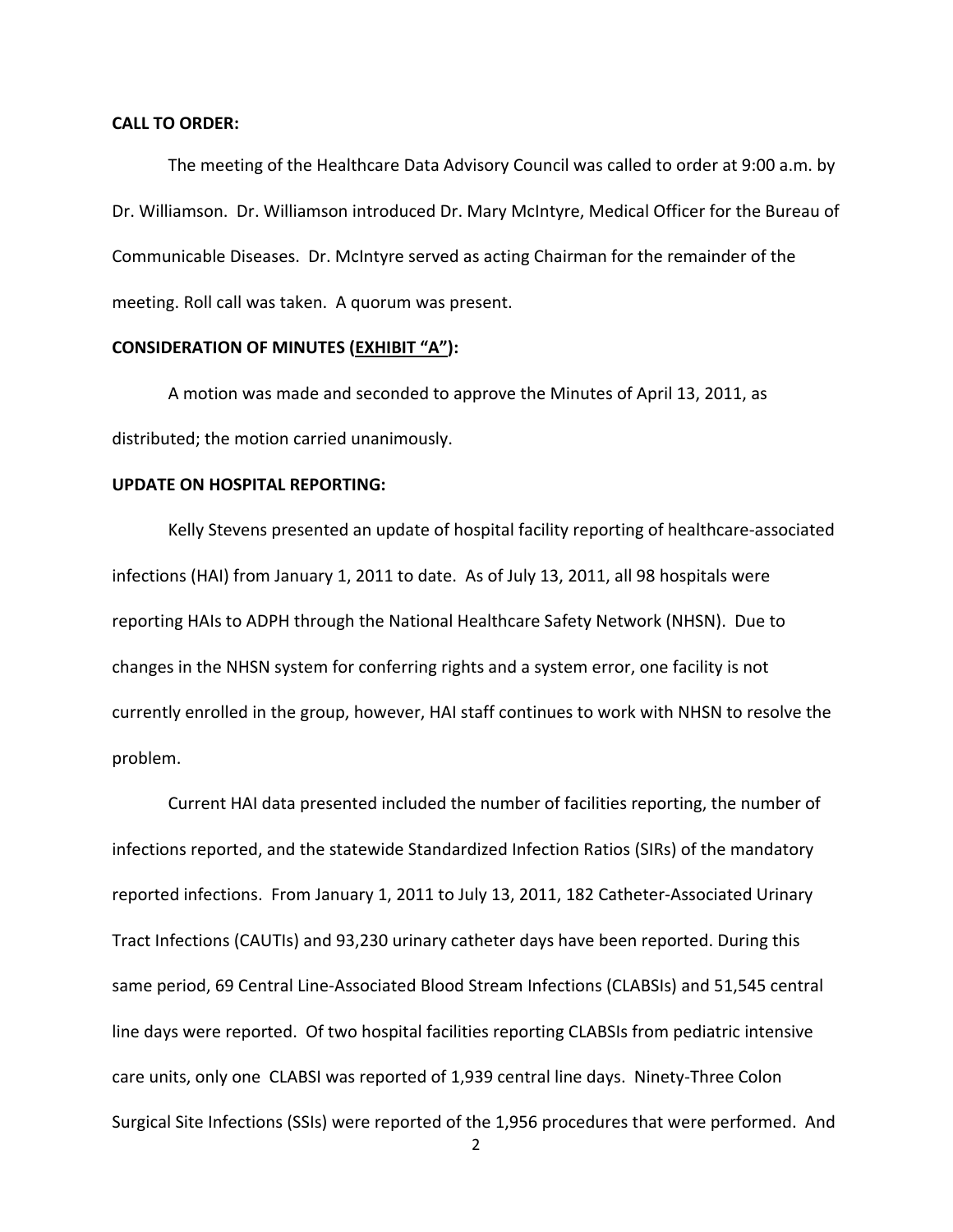**CALL TO ORDER:**

The meeting of the Healthcare Data Advisory Council was called to order at 9:00 a.m. by Dr. Williamson. Dr. Williamson introduced Dr. Mary McIntyre, Medical Officer for the Bureau of Communicable Diseases. Dr. McIntyre served as acting Chairman for the remainder of the meeting. Roll call was taken. A quorum was present.

**CONSIDERATION OF MINUTES (EXHIBIT "A"):**

A motion was made and seconded to approve the Minutes of April 13, 2011, as distributed; the motion carried unanimously.

**UPDATE ON HOSPITAL REPORTING:**

Kelly Stevens presented an update of hospital facility reporting of healthcare-associated infections (HAI) from January 1, 2011 to date. As of July 13, 2011, all 98 hospitals were reporting HAIs to ADPH through the National Healthcare Safety Network (NHSN). Due to changes in the NHSN system for conferring rights and a system error, one facility is not currently enrolled in the group, however, HAI staff continues to work with NHSN to resolve the problem.

Current HAI data presented included the number of facilities reporting, the number of infections reported, and the statewide Standardized Infection Ratios (SIRs) of the mandatory reported infections. From January 1, 2011 to July 13, 2011, 182 Catheter-Associated Urinary Tract Infections (CAUTIs) and 93,230 urinary catheter days have been reported. During this same period, 69 Central Line-Associated Blood Stream Infections (CLABSIs) and 51,545 central line days were reported. Of two hospital facilities reporting CLABSIs from pediatric intensive care units, only one CLABSI was reported of 1,939 central line days. Ninety-Three Colon Surgical Site Infections (SSIs) were reported of the 1,956 procedures that were performed. And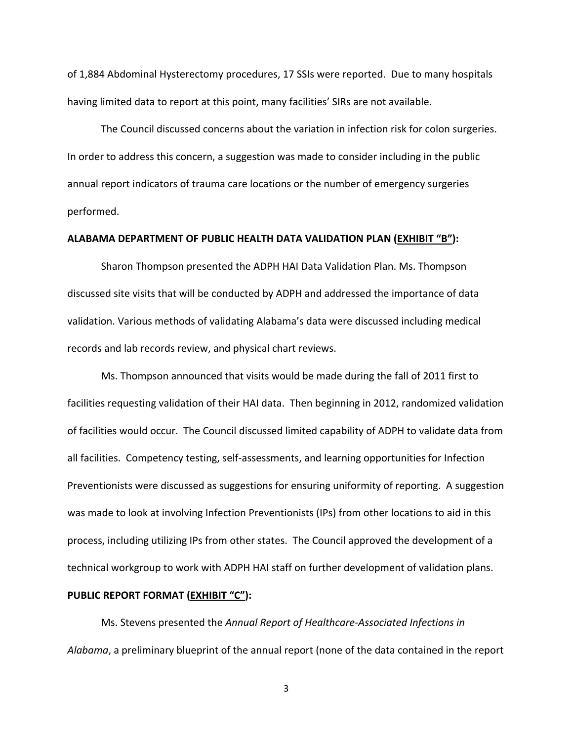of 1,884 Abdominal Hysterectomy procedures, 17 SSIs were reported. Due to many hospitals having limited data to report at this point, many facilities' SIRs are not available.

The Council discussed concerns about the variation in infection risk for colon surgeries. In order to address this concern, a suggestion was made to consider including in the public annual report indicators of trauma care locations or the number of emergency surgeries performed.

**ALABAMA DEPARTMENT OF PUBLIC HEALTH DATA VALIDATION PLAN (EXHIBIT "B"):**

Sharon Thompson presented the ADPH HAI Data Validation Plan. Ms. Thompson discussed site visits that will be conducted by ADPH and addressed the importance of data validation. Various methods of validating Alabama's data were discussed including medical records and lab records review, and physical chart reviews.

Ms. Thompson announced that visits would be made during the fall of 2011 first to facilities requesting validation of their HAI data. Then beginning in 2012, randomized validation of facilities would occur. The Council discussed limited capability of ADPH to validate data from all facilities. Competency testing, self-assessments, and learning opportunities for Infection Preventionists were discussed as suggestions for ensuring uniformity of reporting. A suggestion was made to look at involving Infection Preventionists (IPs) from other locations to aid in this process, including utilizing IPs from other states. The Council approved the development of a technical workgroup to work with ADPH HAI staff on further development of validation plans.

**PUBLIC REPORT FORMAT (EXHIBIT "C"):**

Ms. Stevens presented the *Annual Report of Healthcare-Associated Infections in Alabama*, a preliminary blueprint of the annual report (none of the data contained in the report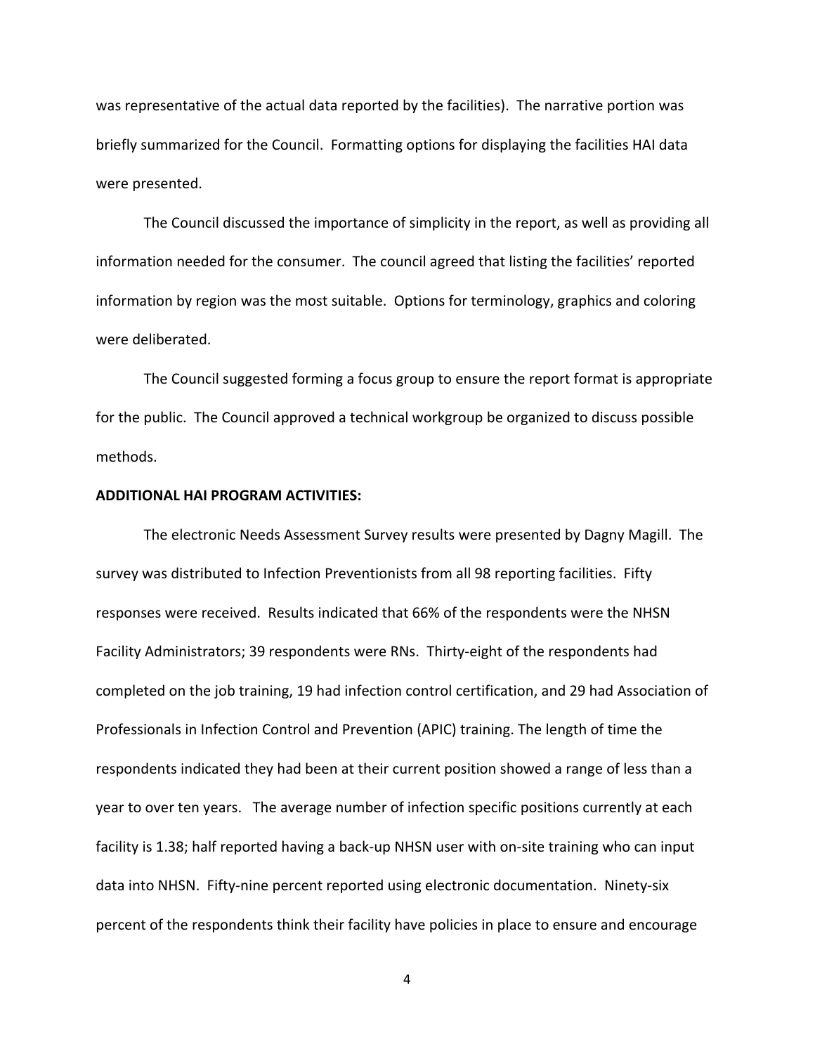was representative of the actual data reported by the facilities). The narrative portion was briefly summarized for the Council. Formatting options for displaying the facilities HAI data were presented.

The Council discussed the importance of simplicity in the report, as well as providing all information needed for the consumer. The council agreed that listing the facilities' reported information by region was the most suitable. Options for terminology, graphics and coloring were deliberated.

The Council suggested forming a focus group to ensure the report format is appropriate for the public. The Council approved a technical workgroup be organized to discuss possible methods.

**ADDITIONAL HAI PROGRAM ACTIVITIES:**

The electronic Needs Assessment Survey results were presented by Dagny Magill. The survey was distributed to Infection Preventionists from all 98 reporting facilities. Fifty responses were received. Results indicated that 66% of the respondents were the NHSN Facility Administrators; 39 respondents were RNs. Thirty-eight of the respondents had completed on the job training, 19 had infection control certification, and 29 had Association of Professionals in Infection Control and Prevention (APIC) training. The length of time the respondents indicated they had been at their current position showed a range of less than a year to over ten years. The average number of infection specific positions currently at each facility is 1.38; half reported having a back-up NHSN user with on-site training who can input data into NHSN. Fifty-nine percent reported using electronic documentation. Ninety-six percent of the respondents think their facility have policies in place to ensure and encourage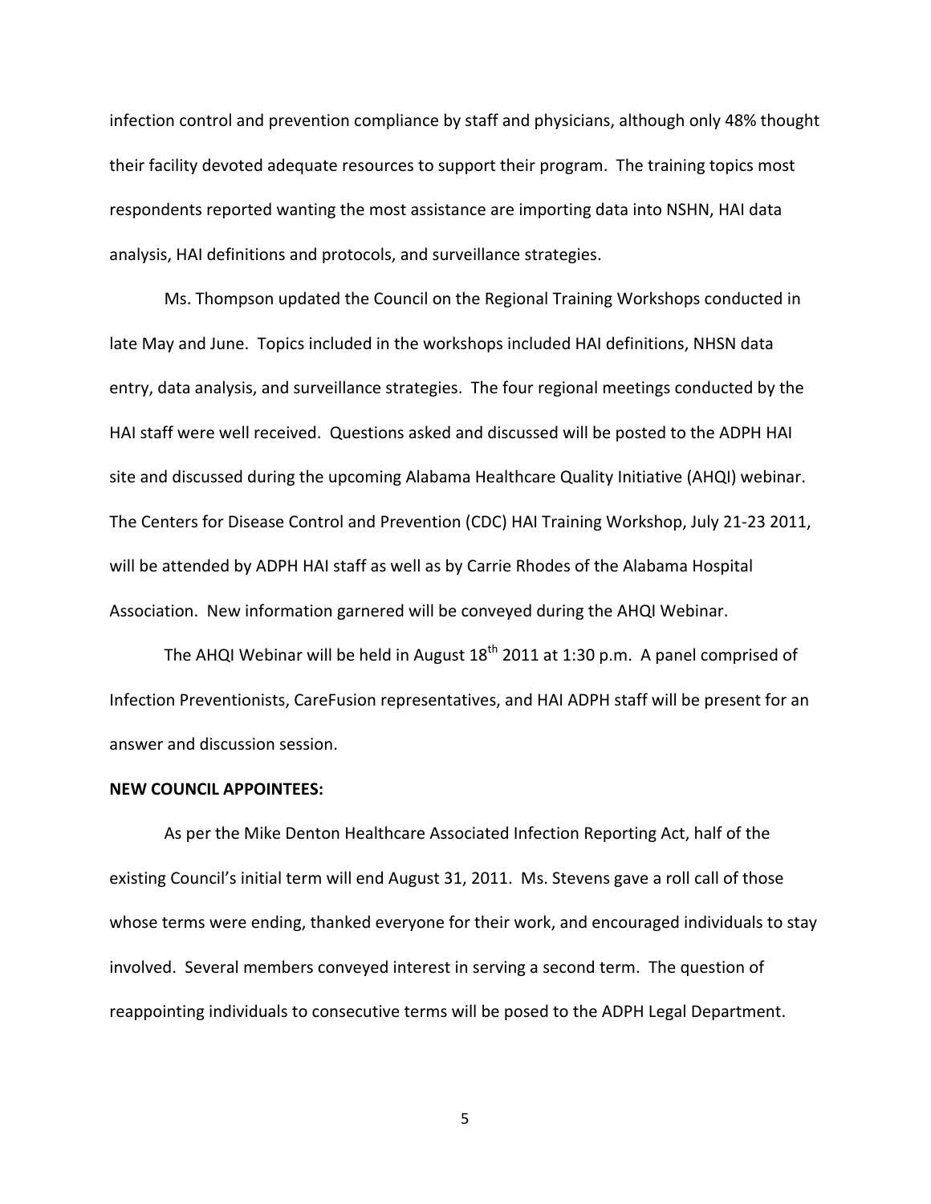infection control and prevention compliance by staff and physicians, although only 48% thought their facility devoted adequate resources to support their program. The training topics most respondents reported wanting the most assistance are importing data into NSHN, HAI data analysis, HAI definitions and protocols, and surveillance strategies.

Ms. Thompson updated the Council on the Regional Training Workshops conducted in late May and June. Topics included in the workshops included HAI definitions, NHSN data entry, data analysis, and surveillance strategies. The four regional meetings conducted by the HAI staff were well received. Questions asked and discussed will be posted to the ADPH HAI site and discussed during the upcoming Alabama Healthcare Quality Initiative (AHQI) webinar. The Centers for Disease Control and Prevention (CDC) HAI Training Workshop, July 21-23 2011, will be attended by ADPH HAI staff as well as by Carrie Rhodes of the Alabama Hospital Association. New information garnered will be conveyed during the AHQI Webinar.

The AHQI Webinar will be held in August 18th 2011 at 1:30 p.m. A panel comprised of Infection Preventionists, CareFusion representatives, and HAI ADPH staff will be present for an answer and discussion session.

**NEW COUNCIL APPOINTEES:**

As per the Mike Denton Healthcare Associated Infection Reporting Act, half of the existing Council's initial term will end August 31, 2011. Ms. Stevens gave a roll call of those whose terms were ending, thanked everyone for their work, and encouraged individuals to stay involved. Several members conveyed interest in serving a second term. The question of reappointing individuals to consecutive terms will be posed to the ADPH Legal Department.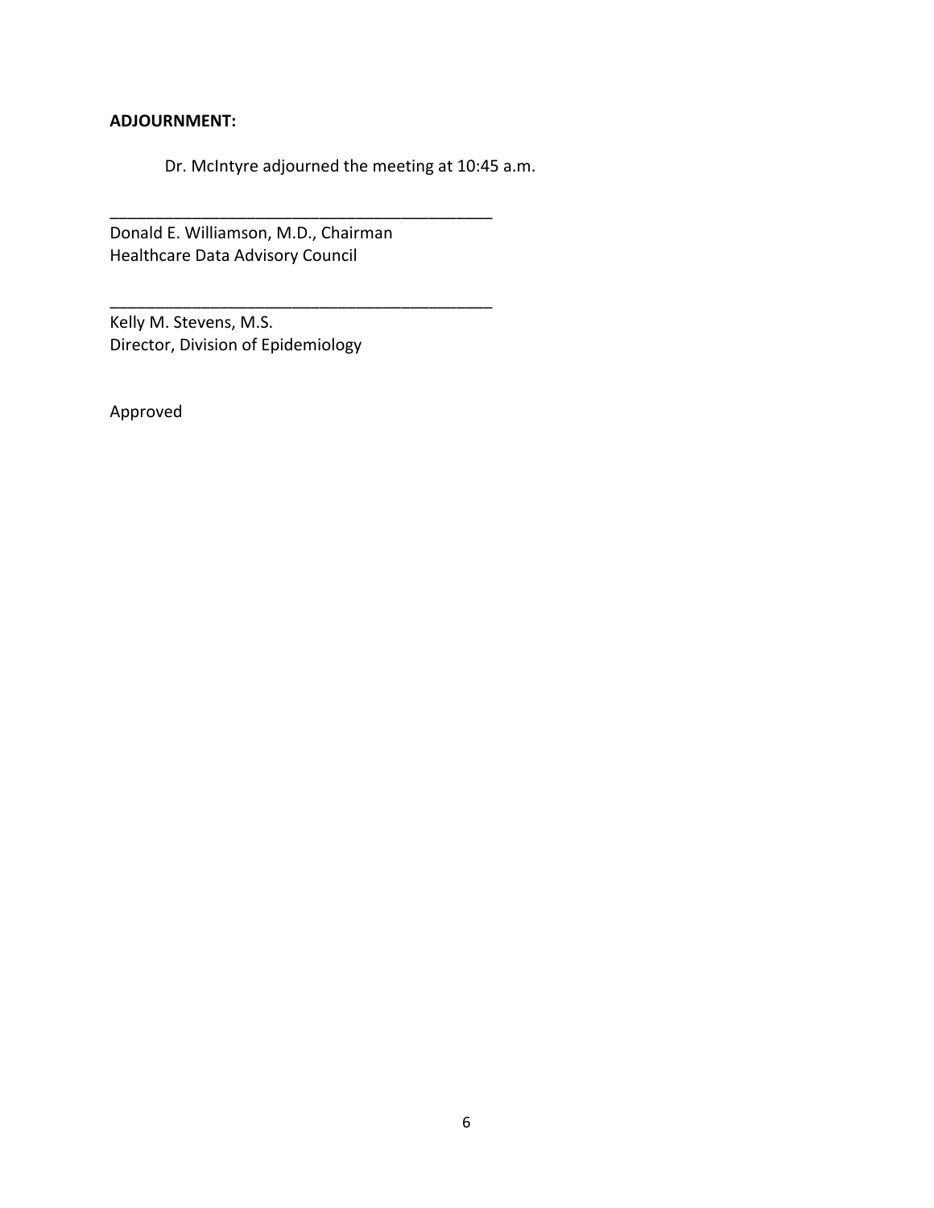**ADJOURNMENT:**

Dr. McIntyre adjourned the meeting at 10:45 a.m.

_____________________________________________

Donald E. Williamson, M.D., Chairman
Healthcare Data Advisory Council

_____________________________________________

Kelly M. Stevens, M.S.
Director, Division of Epidemiology

Approved